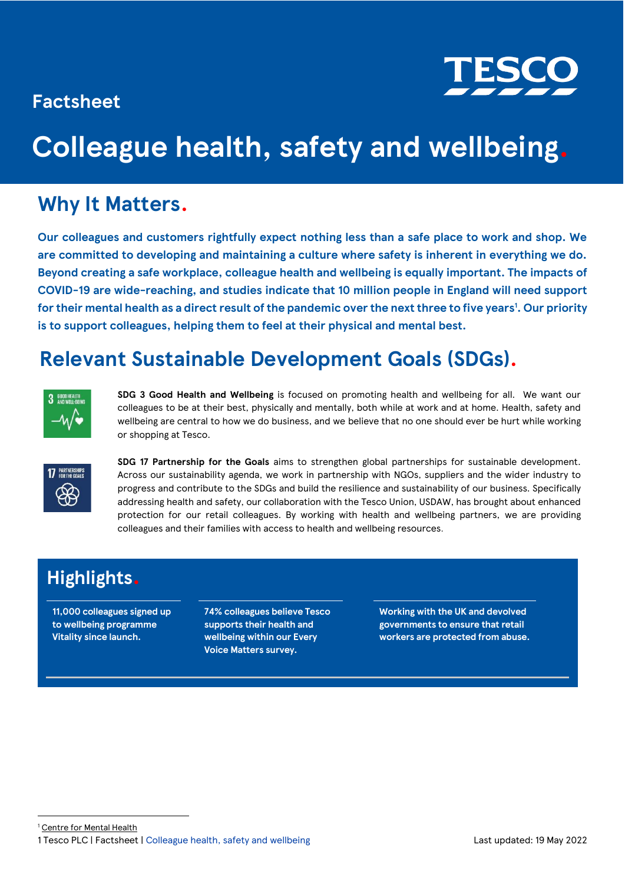Factsheet

# Colleague health, safety and wellbeing.

## Why It Matters.

**Our colleagues and customers rightfully expect nothing less than a safe place to work and shop. We are committed to developing and maintaining a culture where safety is inherent in everything we do. Beyond creating a safe workplace, colleague health and wellbeing is equally important. The impacts of COVID-19 are wide-reaching, and studies indicate that 10 million people in England will need support for their mental health as a direct result of the pandemic over the next three to five years[1]. Our priority is to support colleagues, helping them to feel at their physical and mental best.**

## Relevant Sustainable Development Goals (SDGs).

**SDG 3 Good Health and Wellbeing** is focused on promoting health and wellbeing for all. We want our colleagues to be at their best, physically and mentally, both while at work and at home. Health, safety and wellbeing are central to how we do business, and we believe that no one should ever be hurt while working or shopping at Tesco.

**SDG 17 Partnership for the Goals** aims to strengthen global partnerships for sustainable development. Across our sustainability agenda, we work in partnership with NGOs, suppliers and the wider industry to progress and contribute to the SDGs and build the resilience and sustainability of our business. Specifically addressing health and safety, our collaboration with the Tesco Union, USDAW, has brought about enhanced protection for our retail colleagues. By working with health and wellbeing partners, we are providing colleagues and their families with access to health and wellbeing resources.

## Highlights.

- **11,000 colleagues signed up to wellbeing programme Vitality since launch.**
- **74% colleagues believe Tesco supports their health and wellbeing within our Every Voice Matters survey.**
- **Working with the UK and devolved governments to ensure that retail workers are protected from abuse.**

[1] Centre for Mental Health

Last updated: 19 May 2022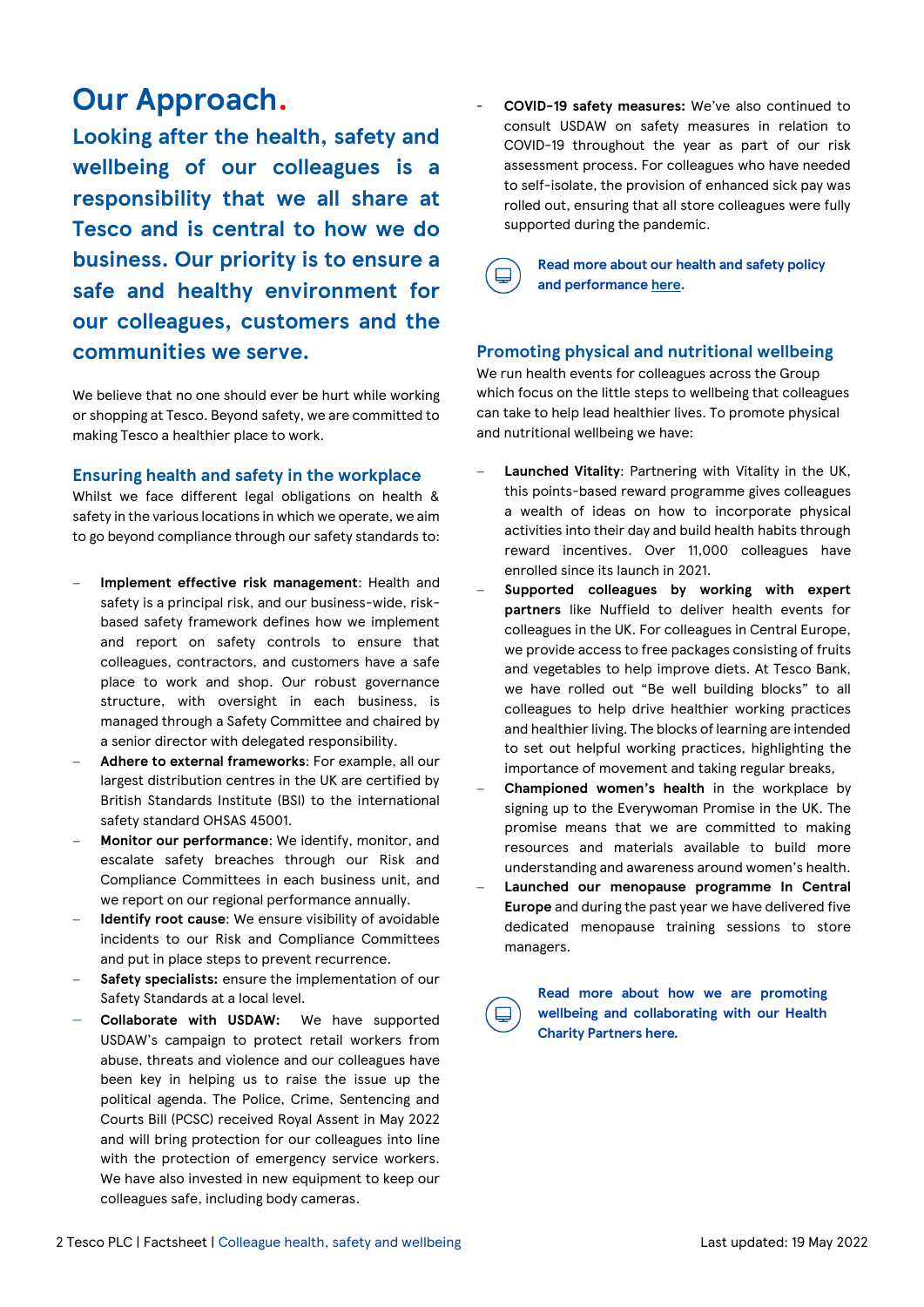# Our Approach.

## Looking after the health, safety and wellbeing of our colleagues is a responsibility that we all share at Tesco and is central to how we do business. Our priority is to ensure a safe and healthy environment for our colleagues, customers and the communities we serve.

We believe that no one should ever be hurt while working or shopping at Tesco. Beyond safety, we are committed to making Tesco a healthier place to work.

### Ensuring health and safety in the workplace

Whilst we face different legal obligations on health & safety in the various locations in which we operate, we aim to go beyond compliance through our safety standards to:

- **Implement effective risk management**: Health and safety is a principal risk, and our business-wide, risk-based safety framework defines how we implement and report on safety controls to ensure that colleagues, contractors, and customers have a safe place to work and shop. Our robust governance structure, with oversight in each business, is managed through a Safety Committee and chaired by a senior director with delegated responsibility.
- **Adhere to external frameworks**: For example, all our largest distribution centres in the UK are certified by British Standards Institute (BSI) to the international safety standard OHSAS 45001.
- **Monitor our performance**: We identify, monitor, and escalate safety breaches through our Risk and Compliance Committees in each business unit, and we report on our regional performance annually.
- **Identify root cause**: We ensure visibility of avoidable incidents to our Risk and Compliance Committees and put in place steps to prevent recurrence.
- **Safety specialists:** ensure the implementation of our Safety Standards at a local level.
- **Collaborate with USDAW:** We have supported USDAW's campaign to protect retail workers from abuse, threats and violence and our colleagues have been key in helping us to raise the issue up the political agenda. The Police, Crime, Sentencing and Courts Bill (PCSC) received Royal Assent in May 2022 and will bring protection for our colleagues into line with the protection of emergency service workers. We have also invested in new equipment to keep our colleagues safe, including body cameras.
- **COVID-19 safety measures:** We've also continued to consult USDAW on safety measures in relation to COVID-19 throughout the year as part of our risk assessment process. For colleagues who have needed to self-isolate, the provision of enhanced sick pay was rolled out, ensuring that all store colleagues were fully supported during the pandemic.

**Read more about our health and safety policy and performance here.**

### Promoting physical and nutritional wellbeing

We run health events for colleagues across the Group which focus on the little steps to wellbeing that colleagues can take to help lead healthier lives. To promote physical and nutritional wellbeing we have:

- **Launched Vitality**: Partnering with Vitality in the UK, this points-based reward programme gives colleagues a wealth of ideas on how to incorporate physical activities into their day and build health habits through reward incentives. Over 11,000 colleagues have enrolled since its launch in 2021.
- **Supported colleagues by working with expert partners** like Nuffield to deliver health events for colleagues in the UK. For colleagues in Central Europe, we provide access to free packages consisting of fruits and vegetables to help improve diets. At Tesco Bank, we have rolled out "Be well building blocks" to all colleagues to help drive healthier working practices and healthier living. The blocks of learning are intended to set out helpful working practices, highlighting the importance of movement and taking regular breaks,
- **Championed women's health** in the workplace by signing up to the Everywoman Promise in the UK. The promise means that we are committed to making resources and materials available to build more understanding and awareness around women's health.
- **Launched our menopause programme In Central Europe** and during the past year we have delivered five dedicated menopause training sessions to store managers.

**Read more about how we are promoting wellbeing and collaborating with our Health Charity Partners here.**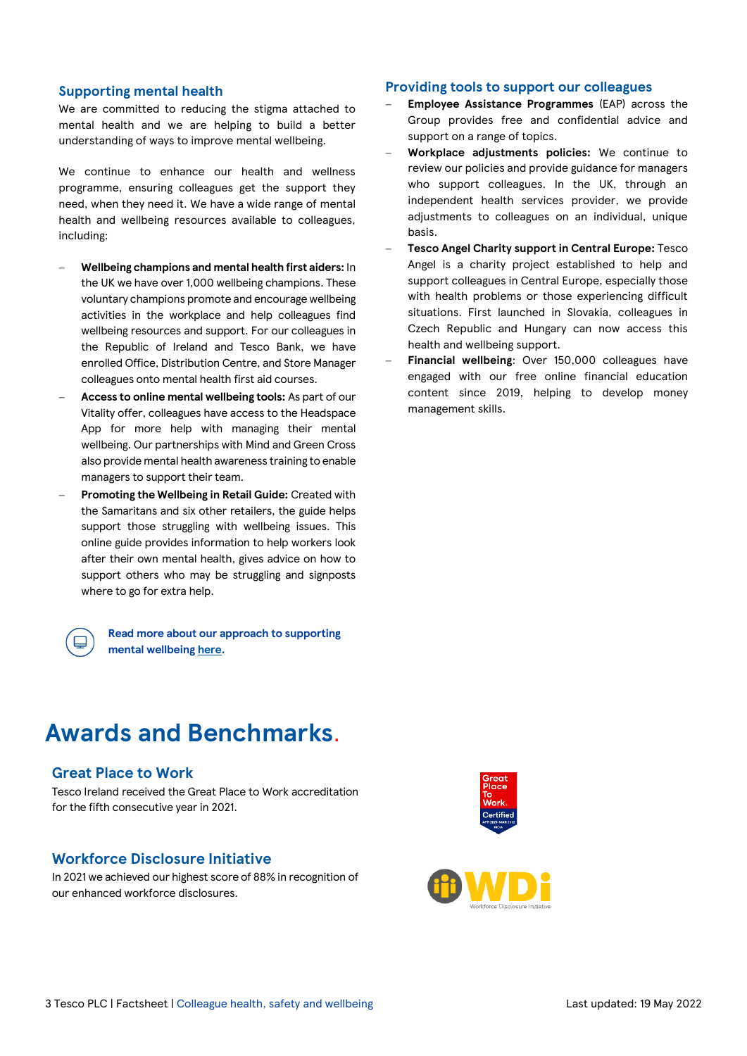## Supporting mental health

We are committed to reducing the stigma attached to mental health and we are helping to build a better understanding of ways to improve mental wellbeing.

We continue to enhance our health and wellness programme, ensuring colleagues get the support they need, when they need it. We have a wide range of mental health and wellbeing resources available to colleagues, including:

- **Wellbeing champions and mental health first aiders:** In the UK we have over 1,000 wellbeing champions. These voluntary champions promote and encourage wellbeing activities in the workplace and help colleagues find wellbeing resources and support. For our colleagues in the Republic of Ireland and Tesco Bank, we have enrolled Office, Distribution Centre, and Store Manager colleagues onto mental health first aid courses.
- **Access to online mental wellbeing tools:** As part of our Vitality offer, colleagues have access to the Headspace App for more help with managing their mental wellbeing. Our partnerships with Mind and Green Cross also provide mental health awareness training to enable managers to support their team.
- **Promoting the Wellbeing in Retail Guide:** Created with the Samaritans and six other retailers, the guide helps support those struggling with wellbeing issues. This online guide provides information to help workers look after their own mental health, gives advice on how to support others who may be struggling and signposts where to go for extra help.

**Read more about our approach to supporting mental wellbeing here.**

## Providing tools to support our colleagues

- **Employee Assistance Programmes** (EAP) across the Group provides free and confidential advice and support on a range of topics.
- **Workplace adjustments policies:** We continue to review our policies and provide guidance for managers who support colleagues. In the UK, through an independent health services provider, we provide adjustments to colleagues on an individual, unique basis.
- **Tesco Angel Charity support in Central Europe:** Tesco Angel is a charity project established to help and support colleagues in Central Europe, especially those with health problems or those experiencing difficult situations. First launched in Slovakia, colleagues in Czech Republic and Hungary can now access this health and wellbeing support.
- **Financial wellbeing**: Over 150,000 colleagues have engaged with our free online financial education content since 2019, helping to develop money management skills.

# Awards and Benchmarks.

## Great Place to Work

Tesco Ireland received the Great Place to Work accreditation for the fifth consecutive year in 2021.

## Workforce Disclosure Initiative

In 2021 we achieved our highest score of 88% in recognition of our enhanced workforce disclosures.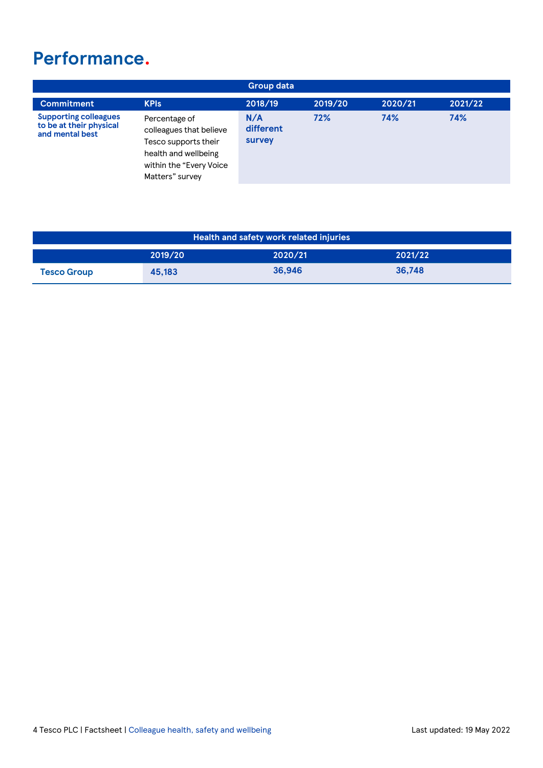# Performance.

| Group data | | | | | |
|---|---|---|---|---|---|
| **Commitment** | **KPIs** | **2018/19** | **2019/20** | **2020/21** | **2021/22** |
| **Supporting colleagues to be at their physical and mental best** | Percentage of colleagues that believe Tesco supports their health and wellbeing within the "Every Voice Matters" survey | **N/A different survey** | **72%** | **74%** | **74%** |

| Health and safety work related injuries | | | |
|---|---|---|---|
| | **2019/20** | **2020/21** | **2021/22** |
| **Tesco Group** | **45,183** | **36,946** | **36,748** |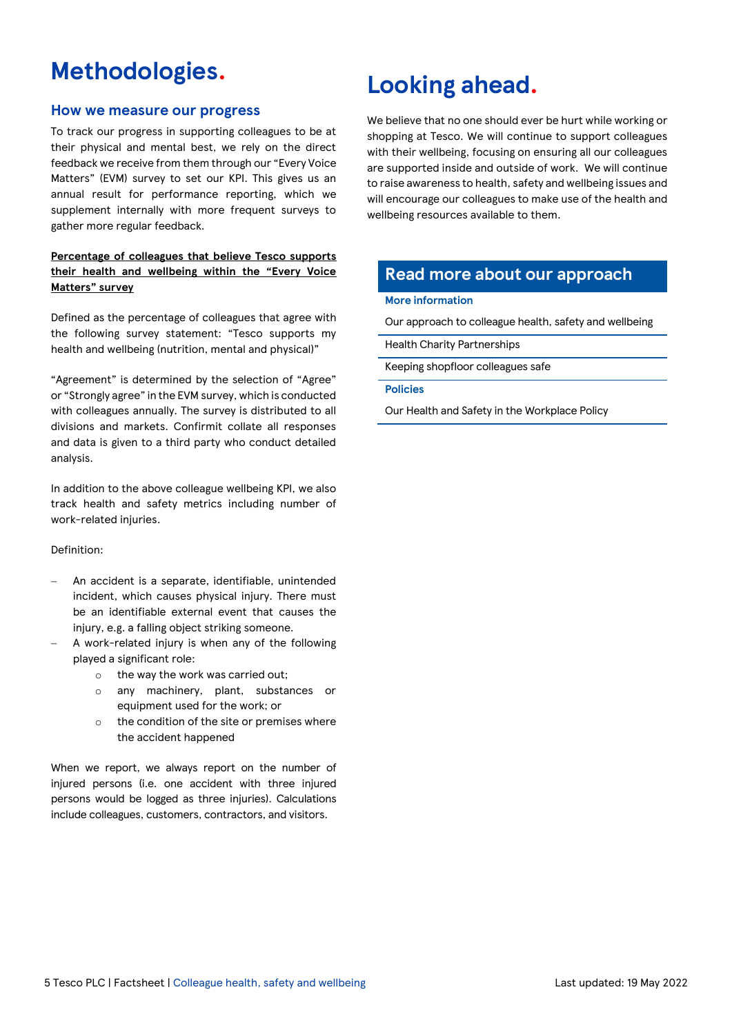# Methodologies.

## How we measure our progress

To track our progress in supporting colleagues to be at their physical and mental best, we rely on the direct feedback we receive from them through our "Every Voice Matters" (EVM) survey to set our KPI. This gives us an annual result for performance reporting, which we supplement internally with more frequent surveys to gather more regular feedback.

**Percentage of colleagues that believe Tesco supports their health and wellbeing within the "Every Voice Matters" survey**

Defined as the percentage of colleagues that agree with the following survey statement: "Tesco supports my health and wellbeing (nutrition, mental and physical)"

"Agreement" is determined by the selection of "Agree" or "Strongly agree" in the EVM survey, which is conducted with colleagues annually. The survey is distributed to all divisions and markets. Confirmit collate all responses and data is given to a third party who conduct detailed analysis.

In addition to the above colleague wellbeing KPI, we also track health and safety metrics including number of work-related injuries.

Definition:

- An accident is a separate, identifiable, unintended incident, which causes physical injury. There must be an identifiable external event that causes the injury, e.g. a falling object striking someone.
- A work-related injury is when any of the following played a significant role:
  - the way the work was carried out;
  - any machinery, plant, substances or equipment used for the work; or
  - the condition of the site or premises where the accident happened

When we report, we always report on the number of injured persons (i.e. one accident with three injured persons would be logged as three injuries). Calculations include colleagues, customers, contractors, and visitors.

# Looking ahead.

We believe that no one should ever be hurt while working or shopping at Tesco. We will continue to support colleagues with their wellbeing, focusing on ensuring all our colleagues are supported inside and outside of work. We will continue to raise awareness to health, safety and wellbeing issues and will encourage our colleagues to make use of the health and wellbeing resources available to them.

## Read more about our approach

**More information**

- Our approach to colleague health, safety and wellbeing
- Health Charity Partnerships
- Keeping shopfloor colleagues safe

**Policies**

- Our Health and Safety in the Workplace Policy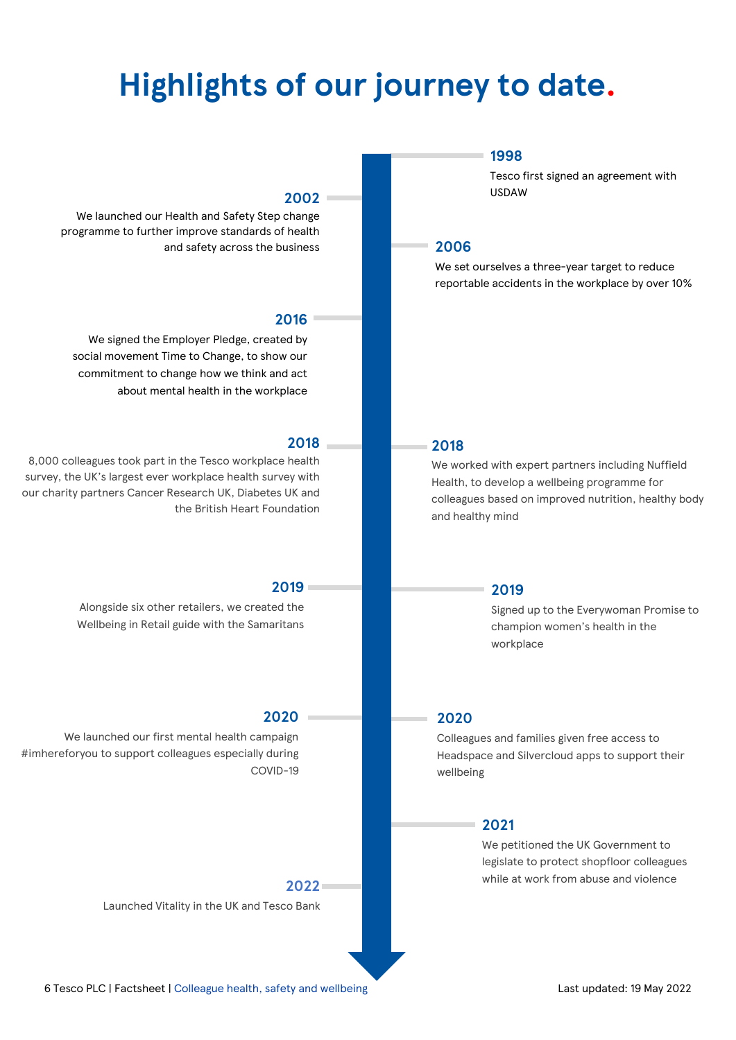# Highlights of our journey to date.

**1998**

Tesco first signed an agreement with USDAW

**2002**

We launched our Health and Safety Step change programme to further improve standards of health and safety across the business

**2006**

We set ourselves a three-year target to reduce reportable accidents in the workplace by over 10%

**2016**

We signed the Employer Pledge, created by social movement Time to Change, to show our commitment to change how we think and act about mental health in the workplace

**2018**

8,000 colleagues took part in the Tesco workplace health survey, the UK's largest ever workplace health survey with our charity partners Cancer Research UK, Diabetes UK and the British Heart Foundation

**2018**

We worked with expert partners including Nuffield Health, to develop a wellbeing programme for colleagues based on improved nutrition, healthy body and healthy mind

**2019**

Alongside six other retailers, we created the Wellbeing in Retail guide with the Samaritans

**2019**

Signed up to the Everywoman Promise to champion women's health in the workplace

**2020**

We launched our first mental health campaign #imhereforyou to support colleagues especially during COVID-19

**2020**

Colleagues and families given free access to Headspace and Silvercloud apps to support their wellbeing

**2021**

We petitioned the UK Government to legislate to protect shopfloor colleagues while at work from abuse and violence

**2022**

Launched Vitality in the UK and Tesco Bank

Last updated: 19 May 2022